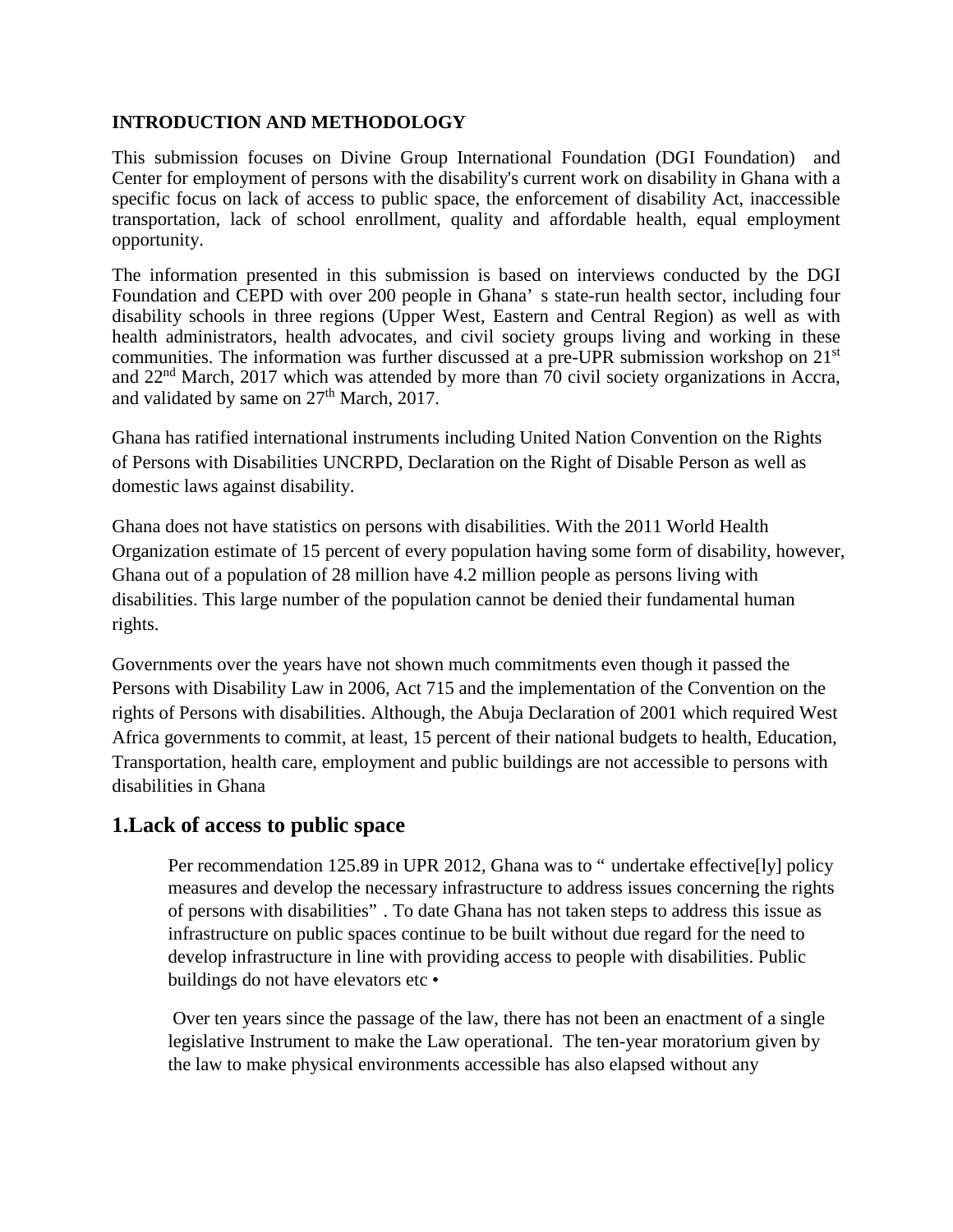**INTRODUCTION AND METHODOLOGY**

This submission focuses on Divine Group International Foundation (DGI Foundation) and Center for employment of persons with the disability's current work on disability in Ghana with a specific focus on lack of access to public space, the enforcement of disability Act, inaccessible transportation, lack of school enrollment, quality and affordable health, equal employment opportunity.

The information presented in this submission is based on interviews conducted by the DGI Foundation and CEPD with over 200 people in Ghana' s state-run health sector, including four disability schools in three regions (Upper West, Eastern and Central Region) as well as with health administrators, health advocates, and civil society groups living and working in these communities. The information was further discussed at a pre-UPR submission workshop on 21st and 22nd March, 2017 which was attended by more than 70 civil society organizations in Accra, and validated by same on 27th March, 2017.

Ghana has ratified international instruments including United Nation Convention on the Rights of Persons with Disabilities UNCRPD, Declaration on the Right of Disable Person as well as domestic laws against disability.

Ghana does not have statistics on persons with disabilities. With the 2011 World Health Organization estimate of 15 percent of every population having some form of disability, however, Ghana out of a population of 28 million have 4.2 million people as persons living with disabilities. This large number of the population cannot be denied their fundamental human rights.

Governments over the years have not shown much commitments even though it passed the Persons with Disability Law in 2006, Act 715 and the implementation of the Convention on the rights of Persons with disabilities. Although, the Abuja Declaration of 2001 which required West Africa governments to commit, at least, 15 percent of their national budgets to health, Education, Transportation, health care, employment and public buildings are not accessible to persons with disabilities in Ghana

## 1.Lack of access to public space

Per recommendation 125.89 in UPR 2012, Ghana was to " undertake effective[ly] policy measures and develop the necessary infrastructure to address issues concerning the rights of persons with disabilities" . To date Ghana has not taken steps to address this issue as infrastructure on public spaces continue to be built without due regard for the need to develop infrastructure in line with providing access to people with disabilities. Public buildings do not have elevators etc •

Over ten years since the passage of the law, there has not been an enactment of a single legislative Instrument to make the Law operational. The ten-year moratorium given by the law to make physical environments accessible has also elapsed without any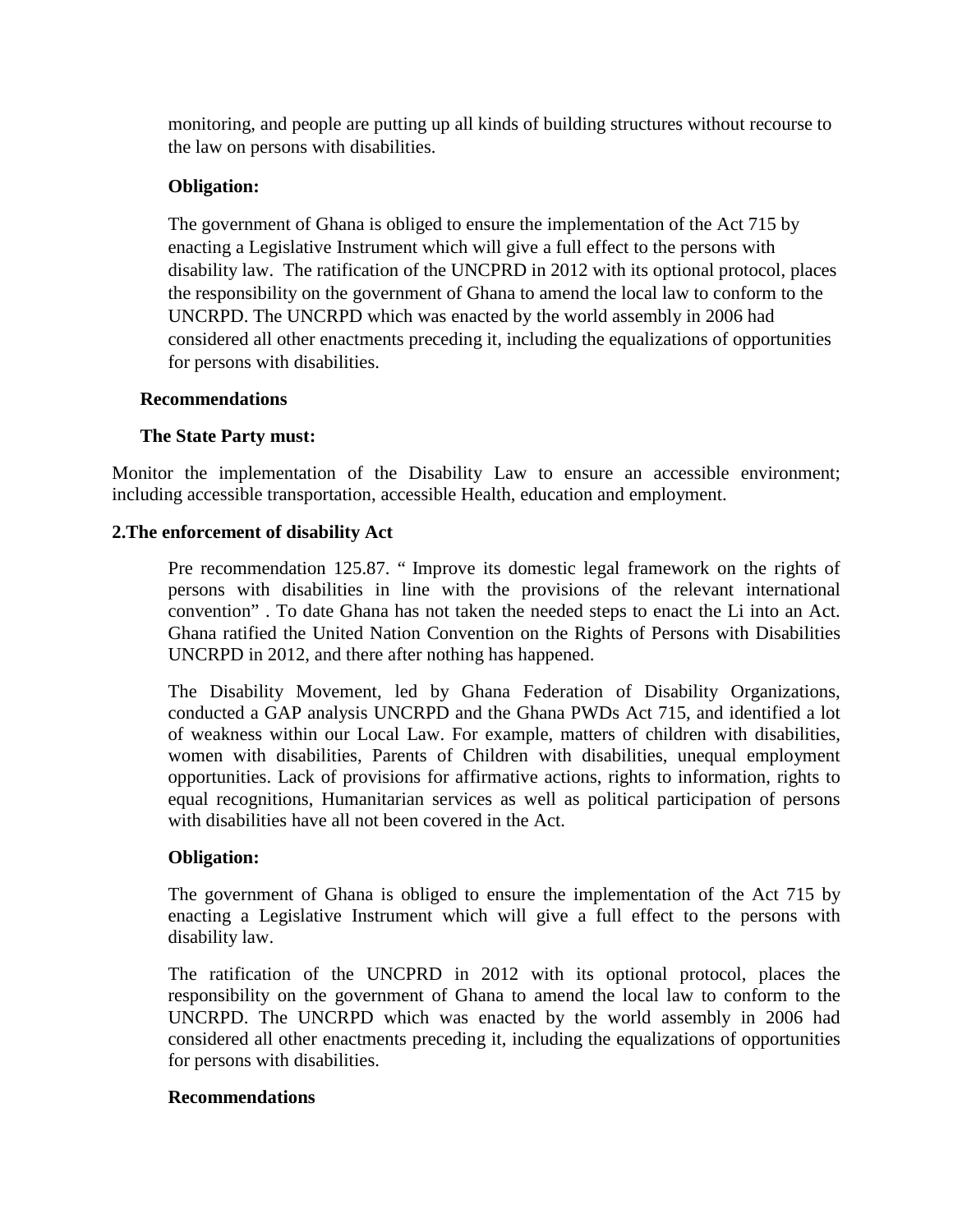monitoring, and people are putting up all kinds of building structures without recourse to the law on persons with disabilities.

**Obligation:**

The government of Ghana is obliged to ensure the implementation of the Act 715 by enacting a Legislative Instrument which will give a full effect to the persons with disability law. The ratification of the UNCPRD in 2012 with its optional protocol, places the responsibility on the government of Ghana to amend the local law to conform to the UNCRPD. The UNCRPD which was enacted by the world assembly in 2006 had considered all other enactments preceding it, including the equalizations of opportunities for persons with disabilities.

**Recommendations**

**The State Party must:**

Monitor the implementation of the Disability Law to ensure an accessible environment; including accessible transportation, accessible Health, education and employment.

**2.The enforcement of disability Act**

Pre recommendation 125.87. " Improve its domestic legal framework on the rights of persons with disabilities in line with the provisions of the relevant international convention" . To date Ghana has not taken the needed steps to enact the Li into an Act. Ghana ratified the United Nation Convention on the Rights of Persons with Disabilities UNCRPD in 2012, and there after nothing has happened.

The Disability Movement, led by Ghana Federation of Disability Organizations, conducted a GAP analysis UNCRPD and the Ghana PWDs Act 715, and identified a lot of weakness within our Local Law. For example, matters of children with disabilities, women with disabilities, Parents of Children with disabilities, unequal employment opportunities. Lack of provisions for affirmative actions, rights to information, rights to equal recognitions, Humanitarian services as well as political participation of persons with disabilities have all not been covered in the Act.

**Obligation:**

The government of Ghana is obliged to ensure the implementation of the Act 715 by enacting a Legislative Instrument which will give a full effect to the persons with disability law.

The ratification of the UNCPRD in 2012 with its optional protocol, places the responsibility on the government of Ghana to amend the local law to conform to the UNCRPD. The UNCRPD which was enacted by the world assembly in 2006 had considered all other enactments preceding it, including the equalizations of opportunities for persons with disabilities.

**Recommendations**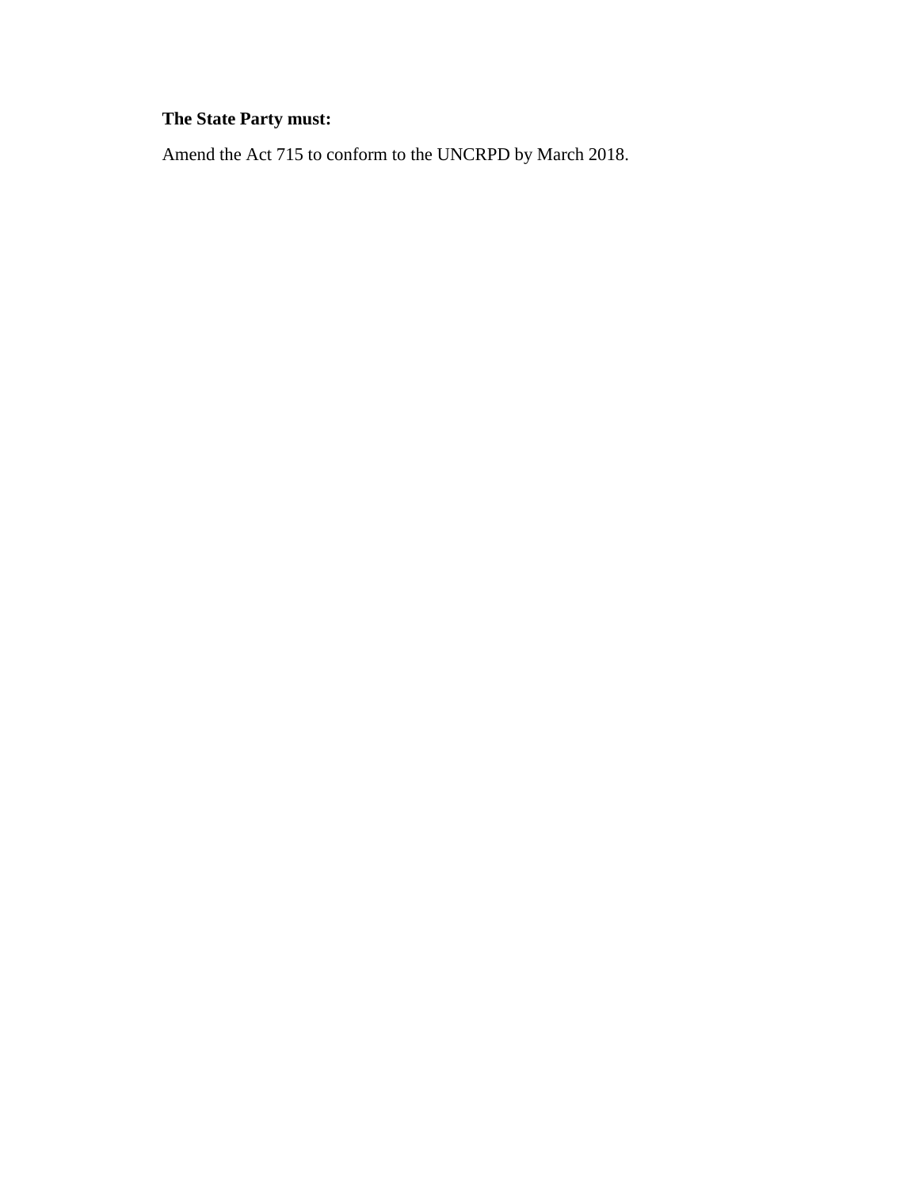**The State Party must:**

Amend the Act 715 to conform to the UNCRPD by March 2018.